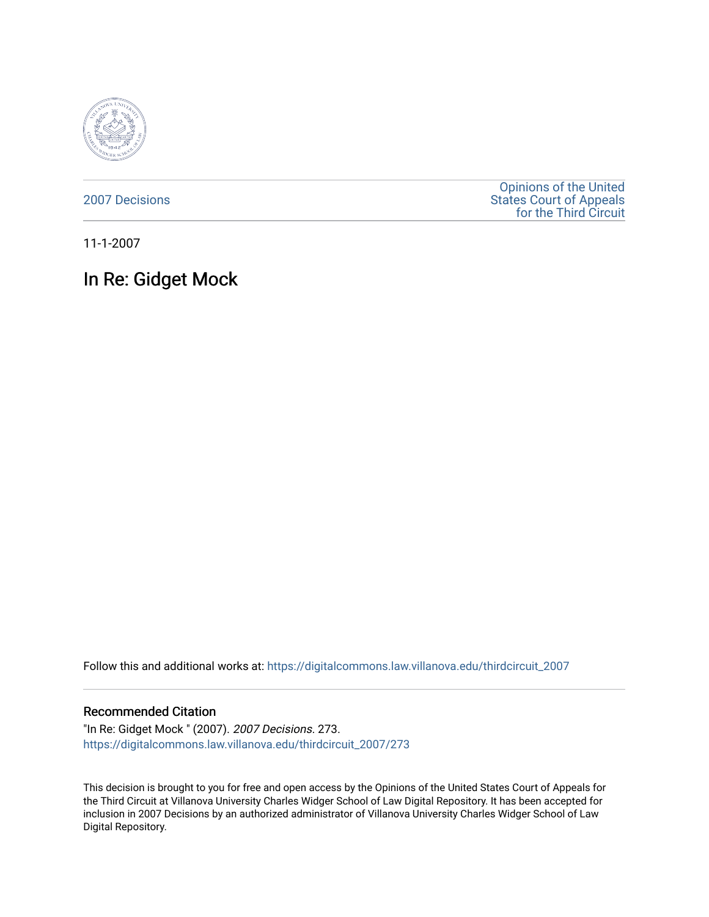2007 Decisions

Opinions of the United States Court of Appeals for the Third Circuit

11-1-2007

# In Re: Gidget Mock

Follow this and additional works at: https://digitalcommons.law.villanova.edu/thirdcircuit_2007

## Recommended Citation

"In Re: Gidget Mock " (2007). *2007 Decisions*. 273.
https://digitalcommons.law.villanova.edu/thirdcircuit_2007/273

This decision is brought to you for free and open access by the Opinions of the United States Court of Appeals for the Third Circuit at Villanova University Charles Widger School of Law Digital Repository. It has been accepted for inclusion in 2007 Decisions by an authorized administrator of Villanova University Charles Widger School of Law Digital Repository.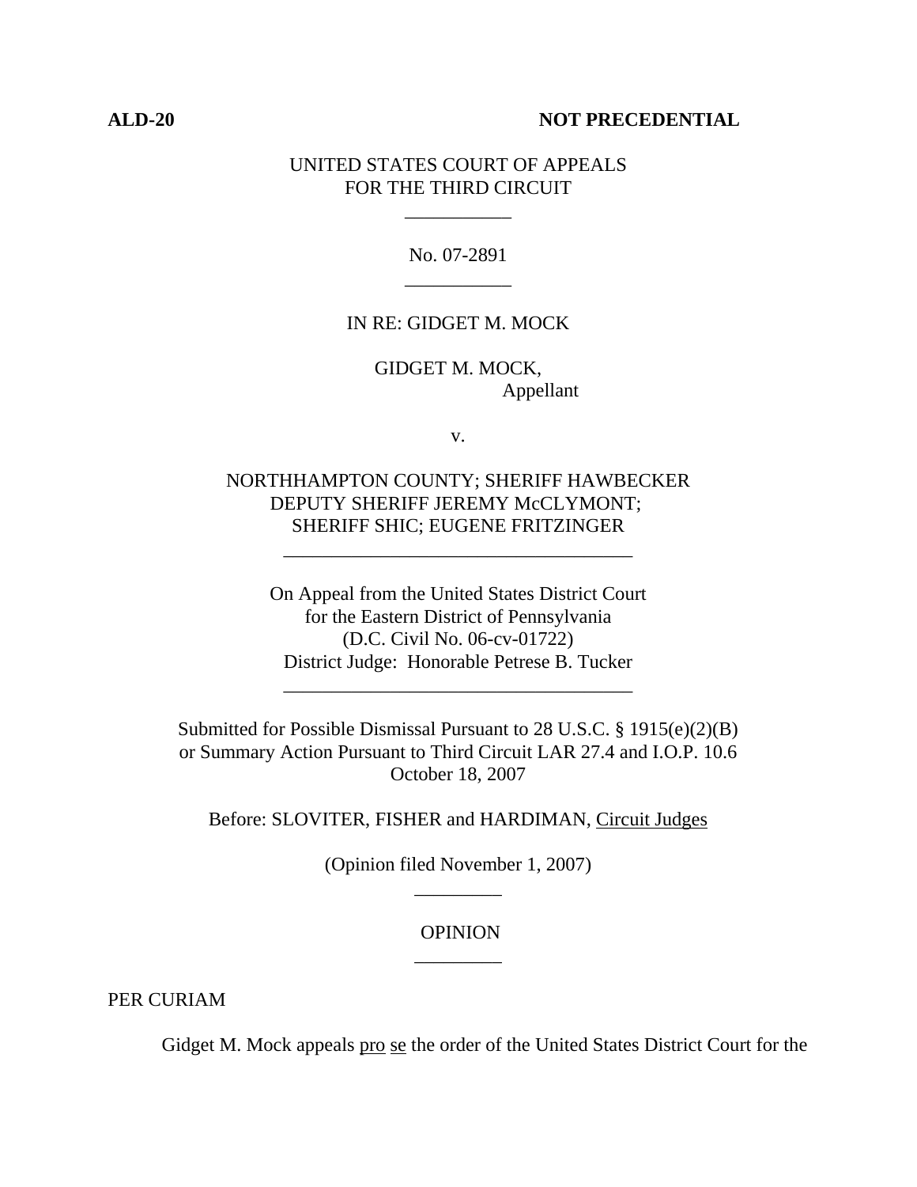**ALD-20** **NOT PRECEDENTIAL**

UNITED STATES COURT OF APPEALS
FOR THE THIRD CIRCUIT

No. 07-2891

IN RE: GIDGET M. MOCK

GIDGET M. MOCK,
Appellant

v.

NORTHHAMPTON COUNTY; SHERIFF HAWBECKER
DEPUTY SHERIFF JEREMY McCLYMONT;
SHERIFF SHIC; EUGENE FRITZINGER

On Appeal from the United States District Court
for the Eastern District of Pennsylvania
(D.C. Civil No. 06-cv-01722)
District Judge: Honorable Petrese B. Tucker

Submitted for Possible Dismissal Pursuant to 28 U.S.C. § 1915(e)(2)(B)
or Summary Action Pursuant to Third Circuit LAR 27.4 and I.O.P. 10.6
October 18, 2007

Before: SLOVITER, FISHER and HARDIMAN, Circuit Judges

(Opinion filed November 1, 2007)

OPINION

PER CURIAM

Gidget M. Mock appeals pro se the order of the United States District Court for the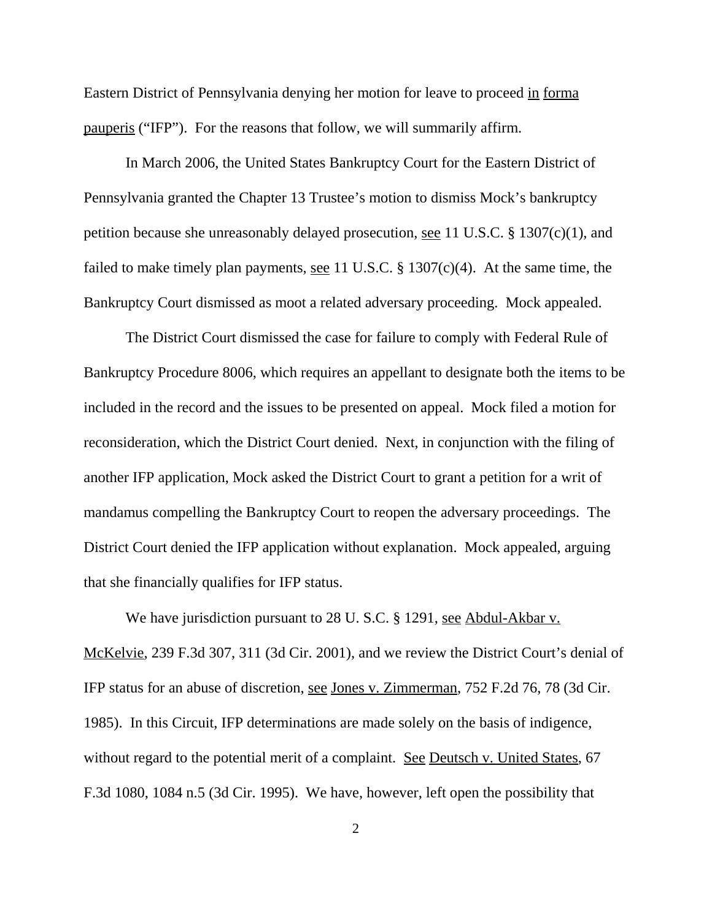Eastern District of Pennsylvania denying her motion for leave to proceed in forma pauperis ("IFP"). For the reasons that follow, we will summarily affirm.

In March 2006, the United States Bankruptcy Court for the Eastern District of Pennsylvania granted the Chapter 13 Trustee's motion to dismiss Mock's bankruptcy petition because she unreasonably delayed prosecution, see 11 U.S.C. § 1307(c)(1), and failed to make timely plan payments, see 11 U.S.C. § 1307(c)(4). At the same time, the Bankruptcy Court dismissed as moot a related adversary proceeding. Mock appealed.

The District Court dismissed the case for failure to comply with Federal Rule of Bankruptcy Procedure 8006, which requires an appellant to designate both the items to be included in the record and the issues to be presented on appeal. Mock filed a motion for reconsideration, which the District Court denied. Next, in conjunction with the filing of another IFP application, Mock asked the District Court to grant a petition for a writ of mandamus compelling the Bankruptcy Court to reopen the adversary proceedings. The District Court denied the IFP application without explanation. Mock appealed, arguing that she financially qualifies for IFP status.

We have jurisdiction pursuant to 28 U. S.C. § 1291, see Abdul-Akbar v. McKelvie, 239 F.3d 307, 311 (3d Cir. 2001), and we review the District Court's denial of IFP status for an abuse of discretion, see Jones v. Zimmerman, 752 F.2d 76, 78 (3d Cir. 1985). In this Circuit, IFP determinations are made solely on the basis of indigence, without regard to the potential merit of a complaint. See Deutsch v. United States, 67 F.3d 1080, 1084 n.5 (3d Cir. 1995). We have, however, left open the possibility that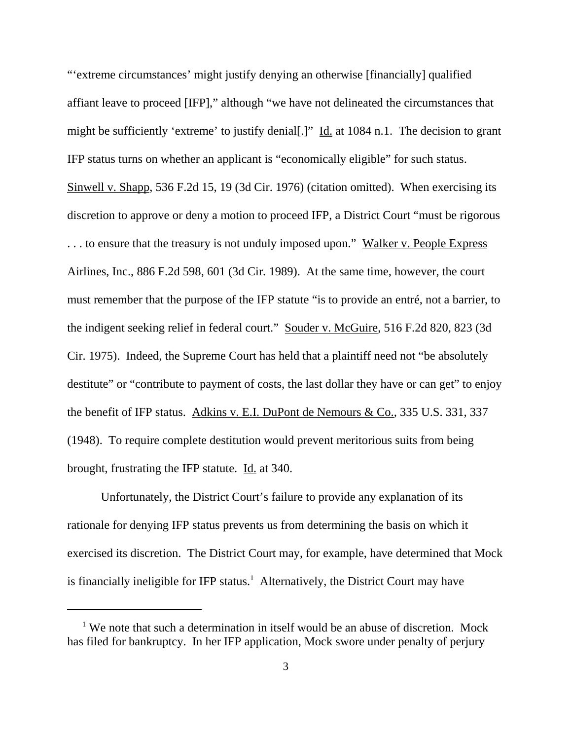"'extreme circumstances' might justify denying an otherwise [financially] qualified affiant leave to proceed [IFP]," although "we have not delineated the circumstances that might be sufficiently 'extreme' to justify denial[.]" Id. at 1084 n.1. The decision to grant IFP status turns on whether an applicant is "economically eligible" for such status. Sinwell v. Shapp, 536 F.2d 15, 19 (3d Cir. 1976) (citation omitted). When exercising its discretion to approve or deny a motion to proceed IFP, a District Court "must be rigorous . . . to ensure that the treasury is not unduly imposed upon." Walker v. People Express Airlines, Inc., 886 F.2d 598, 601 (3d Cir. 1989). At the same time, however, the court must remember that the purpose of the IFP statute "is to provide an entré, not a barrier, to the indigent seeking relief in federal court." Souder v. McGuire, 516 F.2d 820, 823 (3d Cir. 1975). Indeed, the Supreme Court has held that a plaintiff need not "be absolutely destitute" or "contribute to payment of costs, the last dollar they have or can get" to enjoy the benefit of IFP status. Adkins v. E.I. DuPont de Nemours & Co., 335 U.S. 331, 337 (1948). To require complete destitution would prevent meritorious suits from being brought, frustrating the IFP statute. Id. at 340.

Unfortunately, the District Court's failure to provide any explanation of its rationale for denying IFP status prevents us from determining the basis on which it exercised its discretion. The District Court may, for example, have determined that Mock is financially ineligible for IFP status.[1] Alternatively, the District Court may have

[1] We note that such a determination in itself would be an abuse of discretion. Mock has filed for bankruptcy. In her IFP application, Mock swore under penalty of perjury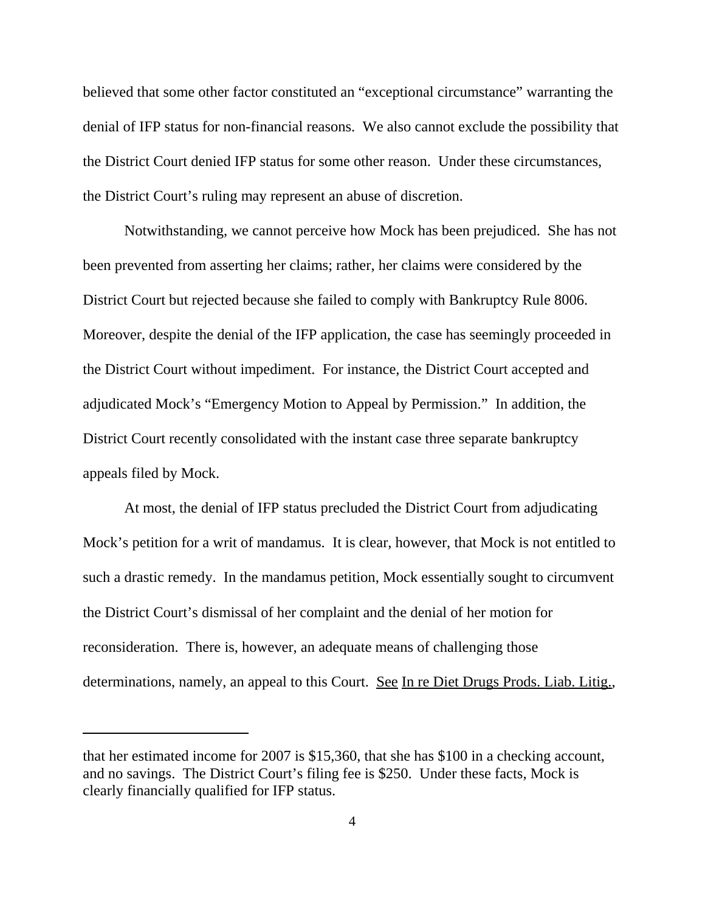believed that some other factor constituted an "exceptional circumstance" warranting the denial of IFP status for non-financial reasons. We also cannot exclude the possibility that the District Court denied IFP status for some other reason. Under these circumstances, the District Court's ruling may represent an abuse of discretion.

Notwithstanding, we cannot perceive how Mock has been prejudiced. She has not been prevented from asserting her claims; rather, her claims were considered by the District Court but rejected because she failed to comply with Bankruptcy Rule 8006. Moreover, despite the denial of the IFP application, the case has seemingly proceeded in the District Court without impediment. For instance, the District Court accepted and adjudicated Mock's "Emergency Motion to Appeal by Permission." In addition, the District Court recently consolidated with the instant case three separate bankruptcy appeals filed by Mock.

At most, the denial of IFP status precluded the District Court from adjudicating Mock's petition for a writ of mandamus. It is clear, however, that Mock is not entitled to such a drastic remedy. In the mandamus petition, Mock essentially sought to circumvent the District Court's dismissal of her complaint and the denial of her motion for reconsideration. There is, however, an adequate means of challenging those determinations, namely, an appeal to this Court. See In re Diet Drugs Prods. Liab. Litig.,

---

that her estimated income for 2007 is $15,360, that she has $100 in a checking account, and no savings. The District Court's filing fee is $250. Under these facts, Mock is clearly financially qualified for IFP status.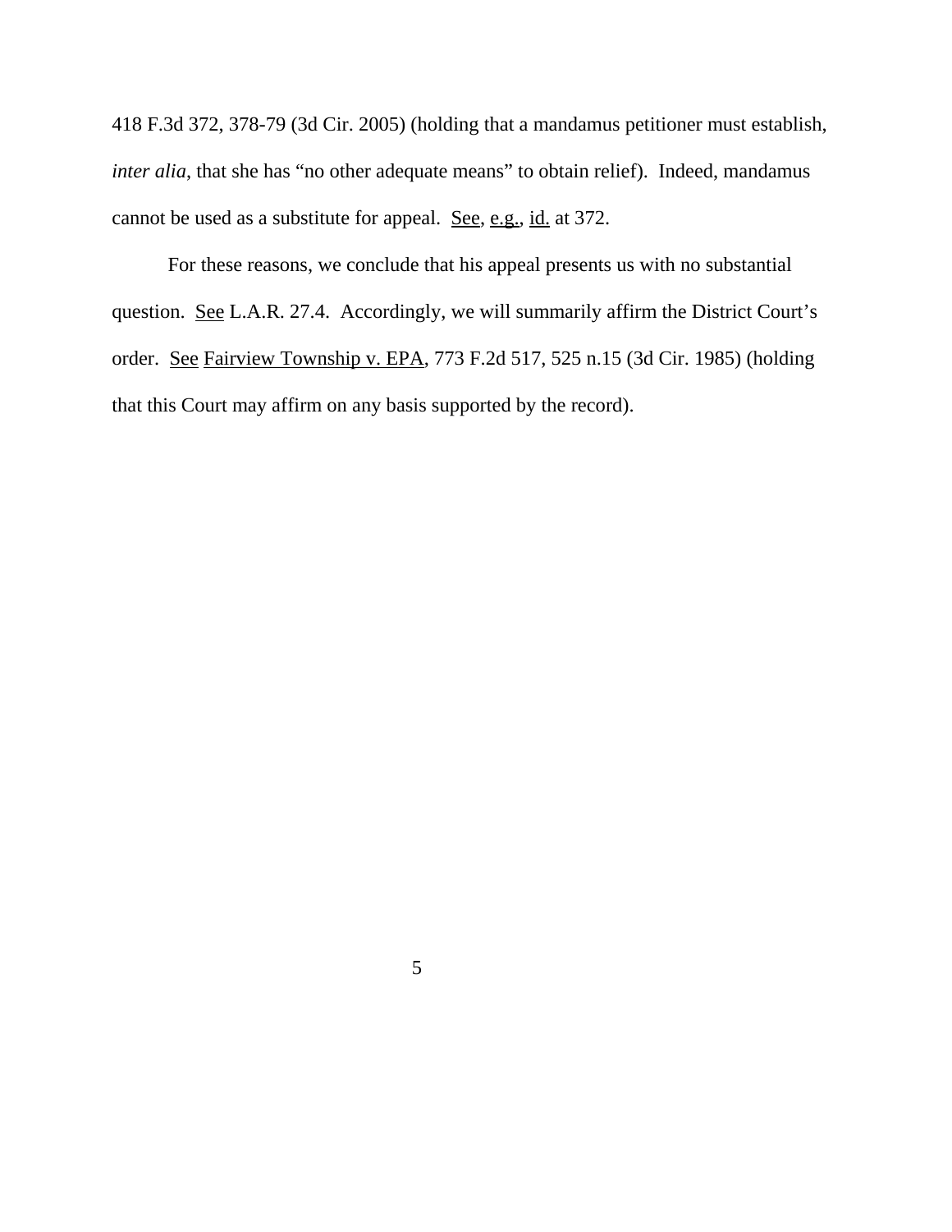418 F.3d 372, 378-79 (3d Cir. 2005) (holding that a mandamus petitioner must establish, *inter alia*, that she has "no other adequate means" to obtain relief). Indeed, mandamus cannot be used as a substitute for appeal. See, e.g., id. at 372.

For these reasons, we conclude that his appeal presents us with no substantial question. See L.A.R. 27.4. Accordingly, we will summarily affirm the District Court's order. See Fairview Township v. EPA, 773 F.2d 517, 525 n.15 (3d Cir. 1985) (holding that this Court may affirm on any basis supported by the record).